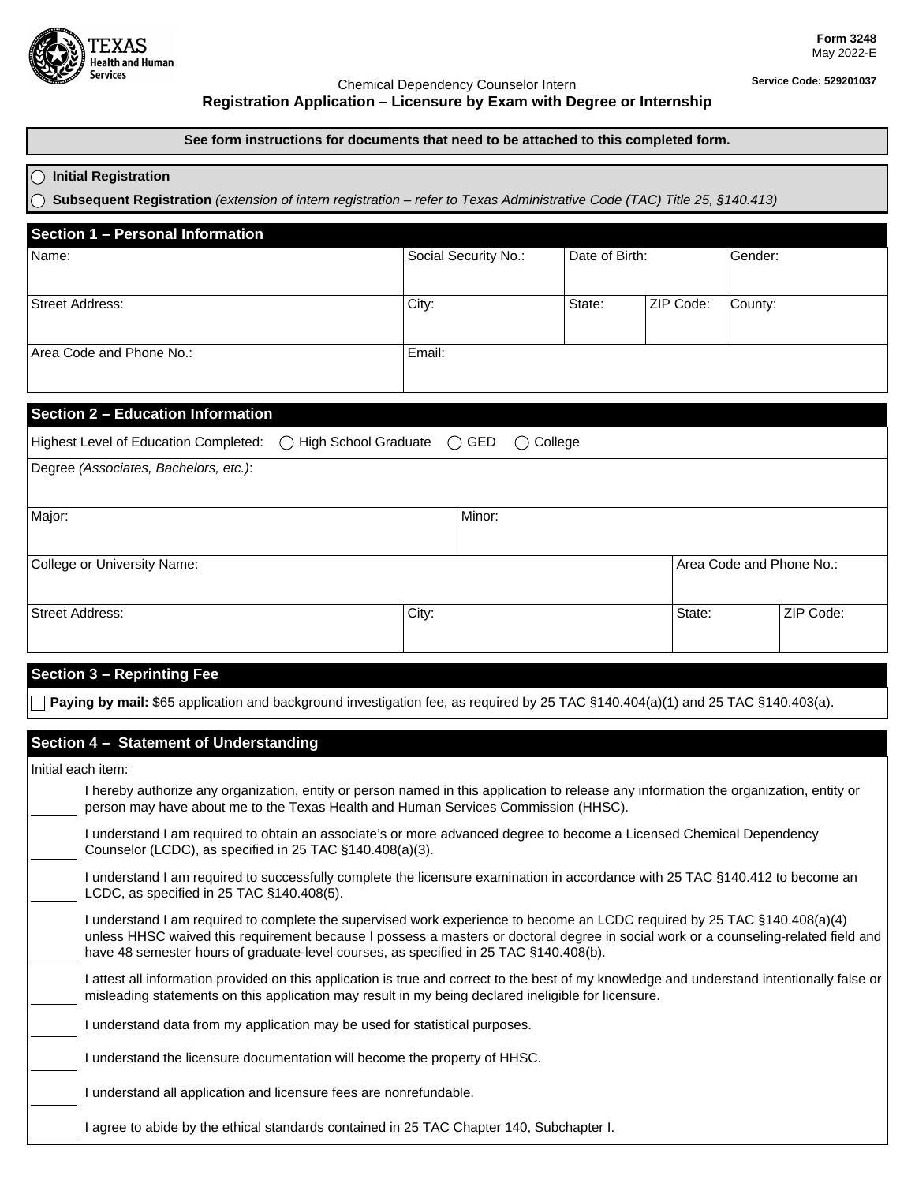Form 3248
May 2022-E

Service Code: 529201037

Chemical Dependency Counselor Intern

# Registration Application – Licensure by Exam with Degree or Internship

**See form instructions for documents that need to be attached to this completed form.**

◯ **Initial Registration**

◯ **Subsequent Registration** *(extension of intern registration – refer to Texas Administrative Code (TAC) Title 25, §140.413)*

## Section 1 – Personal Information

| Name: | Social Security No.: | Date of Birth: | | Gender: |
|---|---|---|---|---|
| Street Address: | City: | State: | ZIP Code: | County: |
| Area Code and Phone No.: | Email: | | | |

## Section 2 – Education Information

Highest Level of Education Completed: ◯ High School Graduate ◯ GED ◯ College

| Degree *(Associates, Bachelors, etc.)*: | | | |
|---|---|---|---|
| Major: | Minor: | | |
| College or University Name: | | Area Code and Phone No.: | |
| Street Address: | City: | State: | ZIP Code: |

## Section 3 – Reprinting Fee

☐ **Paying by mail:** $65 application and background investigation fee, as required by 25 TAC §140.404(a)(1) and 25 TAC §140.403(a).

## Section 4 – Statement of Understanding

Initial each item:

______ I hereby authorize any organization, entity or person named in this application to release any information the organization, entity or person may have about me to the Texas Health and Human Services Commission (HHSC).

______ I understand I am required to obtain an associate's or more advanced degree to become a Licensed Chemical Dependency Counselor (LCDC), as specified in 25 TAC §140.408(a)(3).

______ I understand I am required to successfully complete the licensure examination in accordance with 25 TAC §140.412 to become an LCDC, as specified in 25 TAC §140.408(5).

______ I understand I am required to complete the supervised work experience to become an LCDC required by 25 TAC §140.408(a)(4) unless HHSC waived this requirement because I possess a masters or doctoral degree in social work or a counseling-related field and have 48 semester hours of graduate-level courses, as specified in 25 TAC §140.408(b).

______ I attest all information provided on this application is true and correct to the best of my knowledge and understand intentionally false or misleading statements on this application may result in my being declared ineligible for licensure.

______ I understand data from my application may be used for statistical purposes.

______ I understand the licensure documentation will become the property of HHSC.

______ I understand all application and licensure fees are nonrefundable.

______ I agree to abide by the ethical standards contained in 25 TAC Chapter 140, Subchapter I.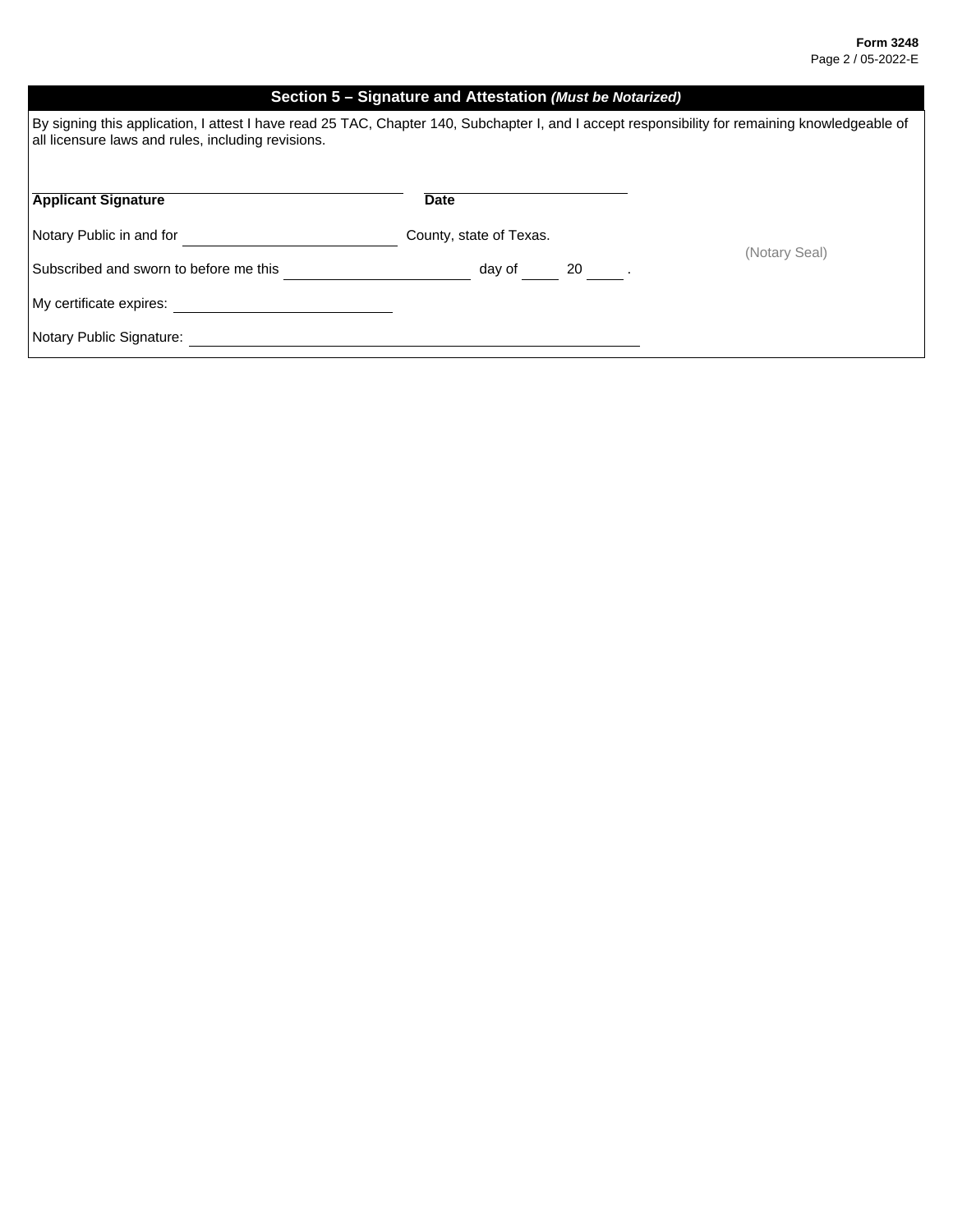## Section 5 – Signature and Attestation *(Must be Notarized)*

By signing this application, I attest I have read 25 TAC, Chapter 140, Subchapter I, and I accept responsibility for remaining knowledgeable of all licensure laws and rules, including revisions.

______________________________ ______________________
**Applicant Signature** **Date**

Notary Public in and for ______________________ County, state of Texas.

Subscribed and sworn to before me this ____________________ day of _____ 20 _____ .

(Notary Seal)

My certificate expires: ______________________

Notary Public Signature: ______________________________________________